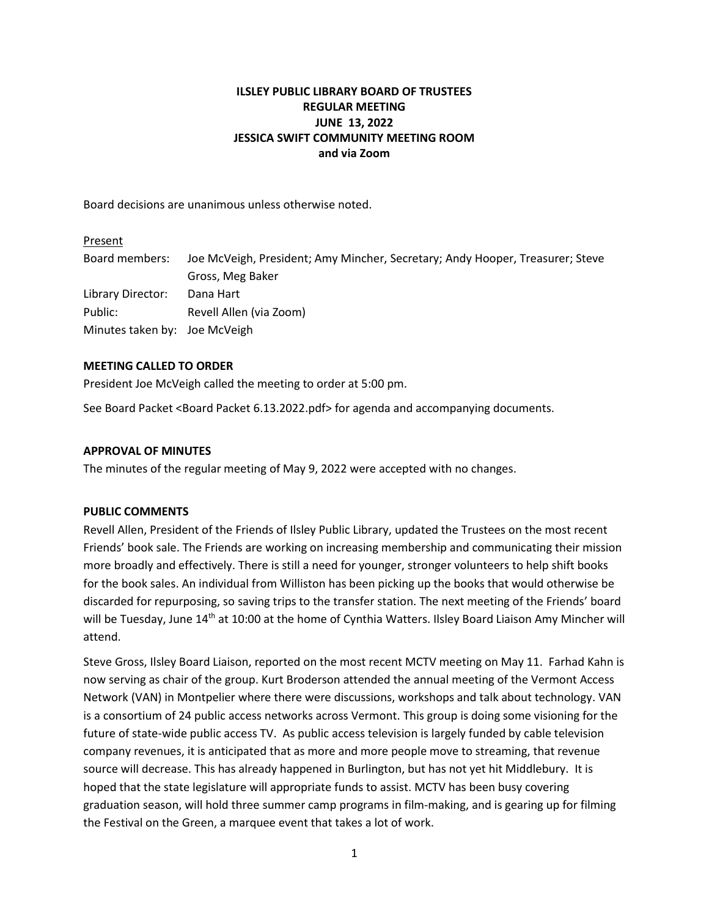# ILSLEY PUBLIC LIBRARY BOARD OF TRUSTEES
# REGULAR MEETING
# JUNE 13, 2022
# JESSICA SWIFT COMMUNITY MEETING ROOM
# and via Zoom

Board decisions are unanimous unless otherwise noted.

Present

| | |
|---|---|
| Board members: | Joe McVeigh, President; Amy Mincher, Secretary; Andy Hooper, Treasurer; Steve Gross, Meg Baker |
| Library Director: | Dana Hart |
| Public: | Revell Allen (via Zoom) |
| Minutes taken by: | Joe McVeigh |

**MEETING CALLED TO ORDER**

President Joe McVeigh called the meeting to order at 5:00 pm.

See Board Packet <Board Packet 6.13.2022.pdf> for agenda and accompanying documents.

**APPROVAL OF MINUTES**

The minutes of the regular meeting of May 9, 2022 were accepted with no changes.

**PUBLIC COMMENTS**

Revell Allen, President of the Friends of Ilsley Public Library, updated the Trustees on the most recent Friends' book sale. The Friends are working on increasing membership and communicating their mission more broadly and effectively. There is still a need for younger, stronger volunteers to help shift books for the book sales. An individual from Williston has been picking up the books that would otherwise be discarded for repurposing, so saving trips to the transfer station. The next meeting of the Friends' board will be Tuesday, June 14th at 10:00 at the home of Cynthia Watters. Ilsley Board Liaison Amy Mincher will attend.

Steve Gross, Ilsley Board Liaison, reported on the most recent MCTV meeting on May 11. Farhad Kahn is now serving as chair of the group. Kurt Broderson attended the annual meeting of the Vermont Access Network (VAN) in Montpelier where there were discussions, workshops and talk about technology. VAN is a consortium of 24 public access networks across Vermont. This group is doing some visioning for the future of state-wide public access TV. As public access television is largely funded by cable television company revenues, it is anticipated that as more and more people move to streaming, that revenue source will decrease. This has already happened in Burlington, but has not yet hit Middlebury. It is hoped that the state legislature will appropriate funds to assist. MCTV has been busy covering graduation season, will hold three summer camp programs in film-making, and is gearing up for filming the Festival on the Green, a marquee event that takes a lot of work.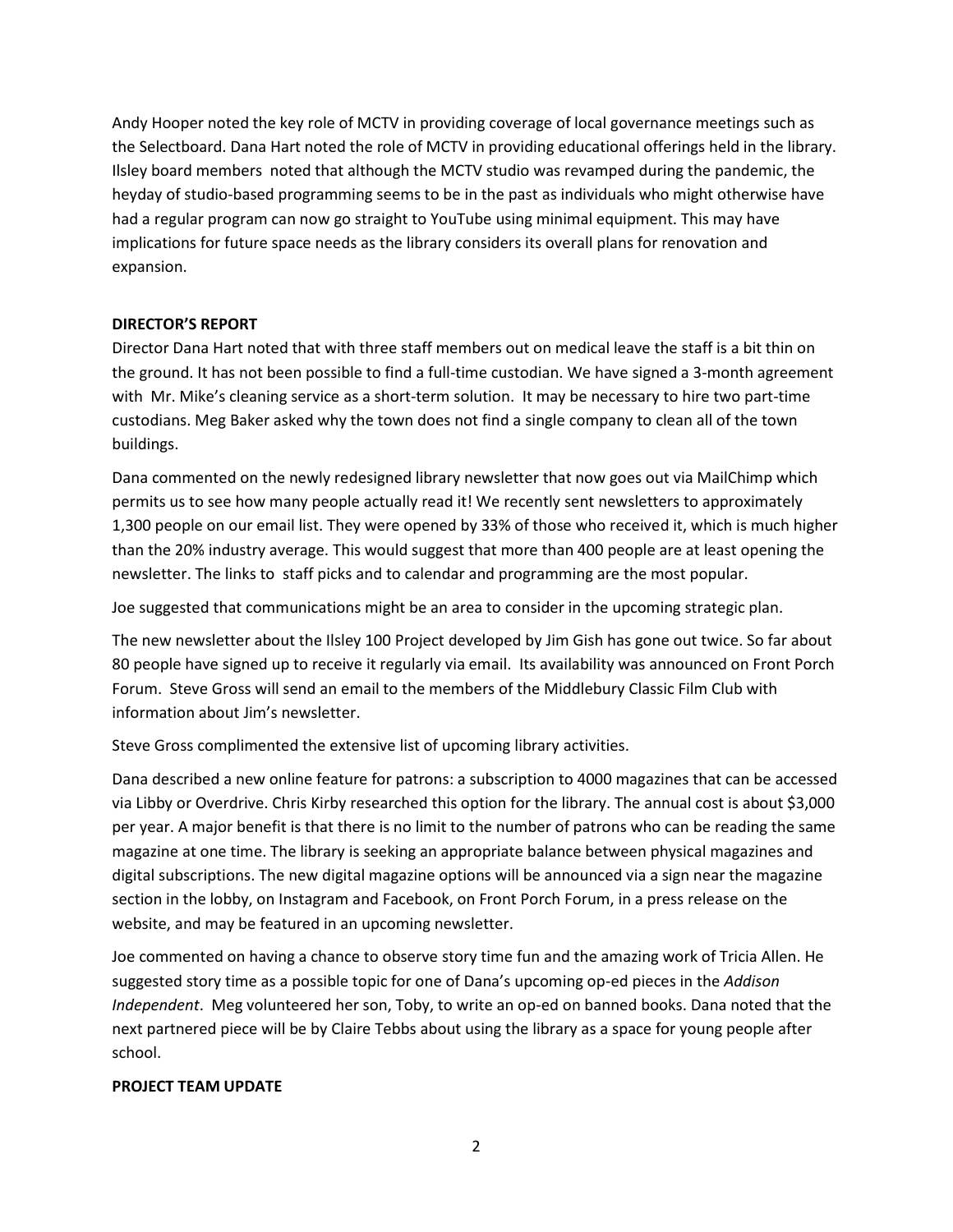Andy Hooper noted the key role of MCTV in providing coverage of local governance meetings such as the Selectboard. Dana Hart noted the role of MCTV in providing educational offerings held in the library. Ilsley board members noted that although the MCTV studio was revamped during the pandemic, the heyday of studio-based programming seems to be in the past as individuals who might otherwise have had a regular program can now go straight to YouTube using minimal equipment. This may have implications for future space needs as the library considers its overall plans for renovation and expansion.

**DIRECTOR'S REPORT**

Director Dana Hart noted that with three staff members out on medical leave the staff is a bit thin on the ground. It has not been possible to find a full-time custodian. We have signed a 3-month agreement with Mr. Mike's cleaning service as a short-term solution. It may be necessary to hire two part-time custodians. Meg Baker asked why the town does not find a single company to clean all of the town buildings.

Dana commented on the newly redesigned library newsletter that now goes out via MailChimp which permits us to see how many people actually read it! We recently sent newsletters to approximately 1,300 people on our email list. They were opened by 33% of those who received it, which is much higher than the 20% industry average. This would suggest that more than 400 people are at least opening the newsletter. The links to staff picks and to calendar and programming are the most popular.

Joe suggested that communications might be an area to consider in the upcoming strategic plan.

The new newsletter about the Ilsley 100 Project developed by Jim Gish has gone out twice. So far about 80 people have signed up to receive it regularly via email. Its availability was announced on Front Porch Forum. Steve Gross will send an email to the members of the Middlebury Classic Film Club with information about Jim's newsletter.

Steve Gross complimented the extensive list of upcoming library activities.

Dana described a new online feature for patrons: a subscription to 4000 magazines that can be accessed via Libby or Overdrive. Chris Kirby researched this option for the library. The annual cost is about $3,000 per year. A major benefit is that there is no limit to the number of patrons who can be reading the same magazine at one time. The library is seeking an appropriate balance between physical magazines and digital subscriptions. The new digital magazine options will be announced via a sign near the magazine section in the lobby, on Instagram and Facebook, on Front Porch Forum, in a press release on the website, and may be featured in an upcoming newsletter.

Joe commented on having a chance to observe story time fun and the amazing work of Tricia Allen. He suggested story time as a possible topic for one of Dana's upcoming op-ed pieces in the *Addison Independent*. Meg volunteered her son, Toby, to write an op-ed on banned books. Dana noted that the next partnered piece will be by Claire Tebbs about using the library as a space for young people after school.

**PROJECT TEAM UPDATE**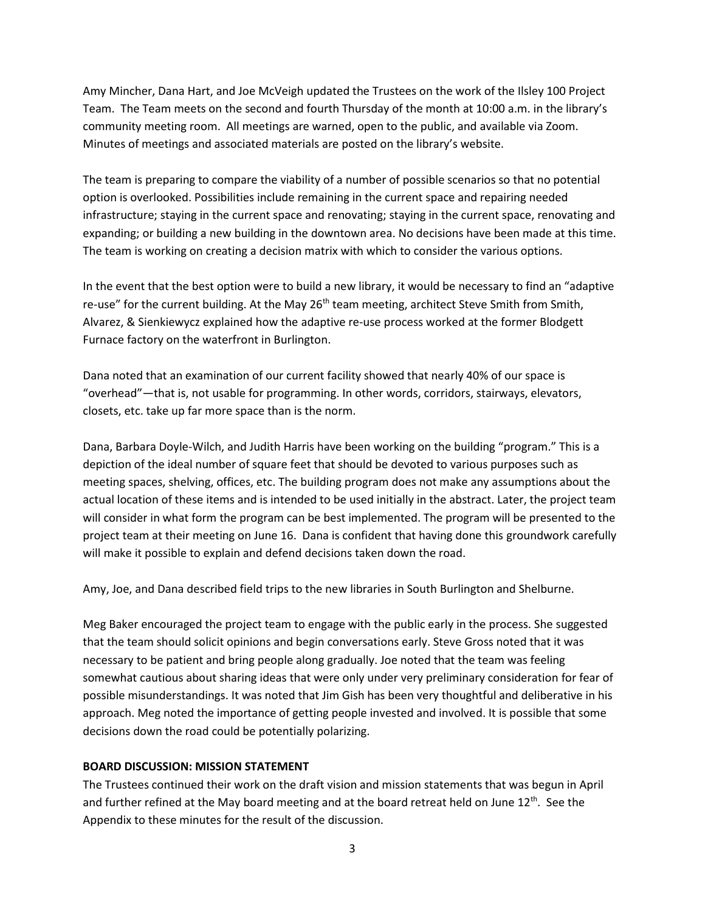Amy Mincher, Dana Hart, and Joe McVeigh updated the Trustees on the work of the Ilsley 100 Project Team. The Team meets on the second and fourth Thursday of the month at 10:00 a.m. in the library's community meeting room. All meetings are warned, open to the public, and available via Zoom. Minutes of meetings and associated materials are posted on the library's website.

The team is preparing to compare the viability of a number of possible scenarios so that no potential option is overlooked. Possibilities include remaining in the current space and repairing needed infrastructure; staying in the current space and renovating; staying in the current space, renovating and expanding; or building a new building in the downtown area. No decisions have been made at this time. The team is working on creating a decision matrix with which to consider the various options.

In the event that the best option were to build a new library, it would be necessary to find an "adaptive re-use" for the current building. At the May 26th team meeting, architect Steve Smith from Smith, Alvarez, & Sienkiewycz explained how the adaptive re-use process worked at the former Blodgett Furnace factory on the waterfront in Burlington.

Dana noted that an examination of our current facility showed that nearly 40% of our space is "overhead"—that is, not usable for programming. In other words, corridors, stairways, elevators, closets, etc. take up far more space than is the norm.

Dana, Barbara Doyle-Wilch, and Judith Harris have been working on the building "program." This is a depiction of the ideal number of square feet that should be devoted to various purposes such as meeting spaces, shelving, offices, etc. The building program does not make any assumptions about the actual location of these items and is intended to be used initially in the abstract. Later, the project team will consider in what form the program can be best implemented. The program will be presented to the project team at their meeting on June 16. Dana is confident that having done this groundwork carefully will make it possible to explain and defend decisions taken down the road.

Amy, Joe, and Dana described field trips to the new libraries in South Burlington and Shelburne.

Meg Baker encouraged the project team to engage with the public early in the process. She suggested that the team should solicit opinions and begin conversations early. Steve Gross noted that it was necessary to be patient and bring people along gradually. Joe noted that the team was feeling somewhat cautious about sharing ideas that were only under very preliminary consideration for fear of possible misunderstandings. It was noted that Jim Gish has been very thoughtful and deliberative in his approach. Meg noted the importance of getting people invested and involved. It is possible that some decisions down the road could be potentially polarizing.

**BOARD DISCUSSION: MISSION STATEMENT**

The Trustees continued their work on the draft vision and mission statements that was begun in April and further refined at the May board meeting and at the board retreat held on June 12th. See the Appendix to these minutes for the result of the discussion.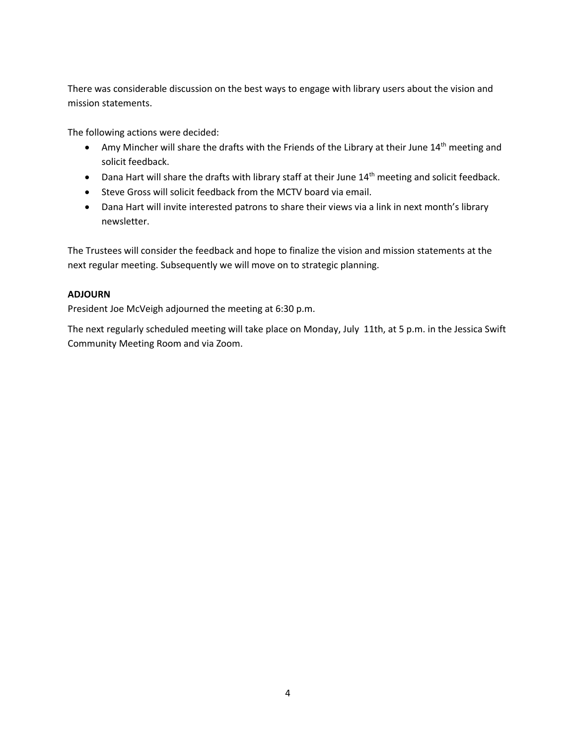There was considerable discussion on the best ways to engage with library users about the vision and mission statements.

The following actions were decided:

- Amy Mincher will share the drafts with the Friends of the Library at their June 14th meeting and solicit feedback.
- Dana Hart will share the drafts with library staff at their June 14th meeting and solicit feedback.
- Steve Gross will solicit feedback from the MCTV board via email.
- Dana Hart will invite interested patrons to share their views via a link in next month's library newsletter.

The Trustees will consider the feedback and hope to finalize the vision and mission statements at the next regular meeting. Subsequently we will move on to strategic planning.

**ADJOURN**

President Joe McVeigh adjourned the meeting at 6:30 p.m.

The next regularly scheduled meeting will take place on Monday, July 11th, at 5 p.m. in the Jessica Swift Community Meeting Room and via Zoom.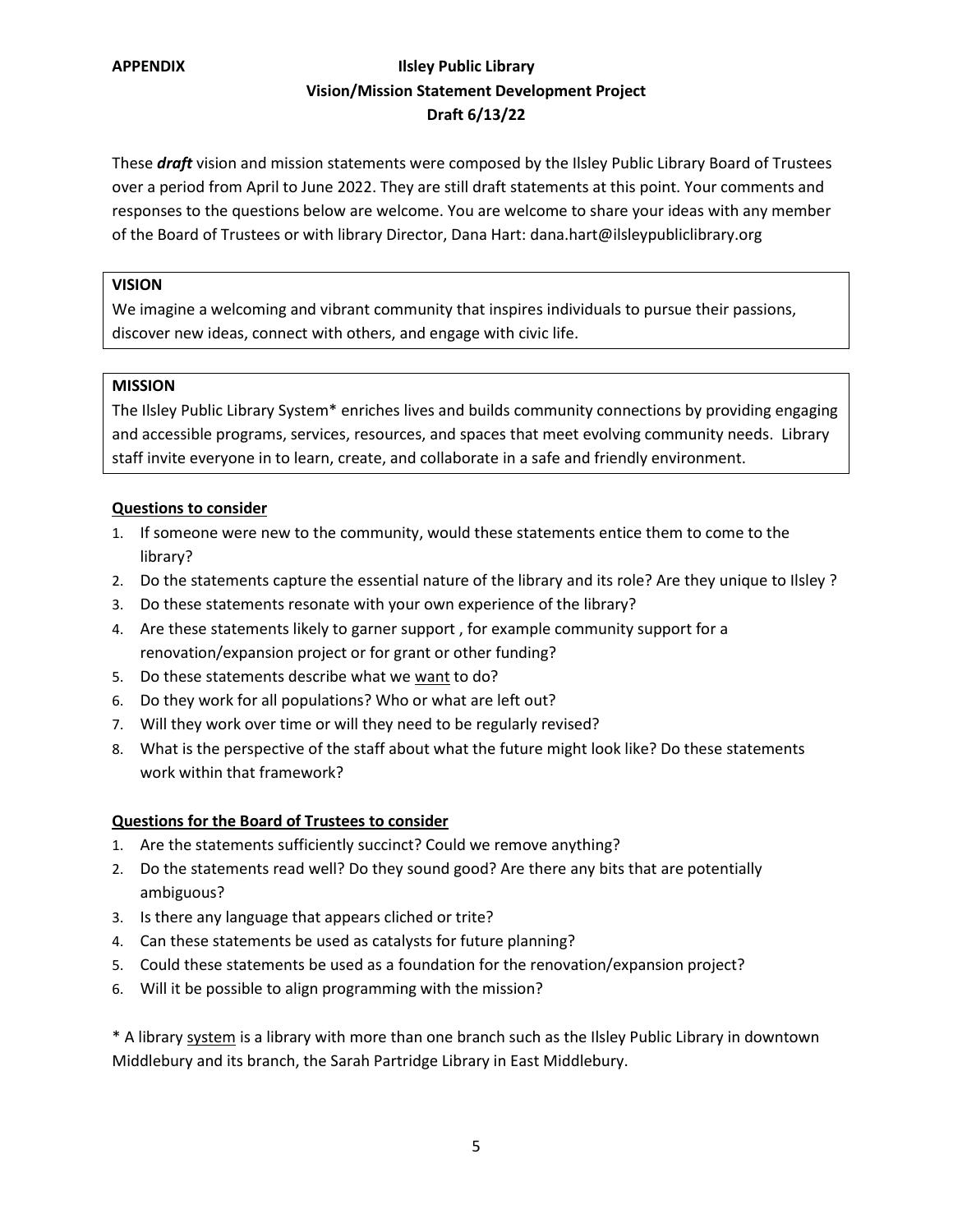**APPENDIX**

# Ilsley Public Library
## Vision/Mission Statement Development Project
### Draft 6/13/22

These ***draft*** vision and mission statements were composed by the Ilsley Public Library Board of Trustees over a period from April to June 2022. They are still draft statements at this point. Your comments and responses to the questions below are welcome. You are welcome to share your ideas with any member of the Board of Trustees or with library Director, Dana Hart: dana.hart@ilsleypubliclibrary.org

**VISION**

We imagine a welcoming and vibrant community that inspires individuals to pursue their passions, discover new ideas, connect with others, and engage with civic life.

**MISSION**

The Ilsley Public Library System* enriches lives and builds community connections by providing engaging and accessible programs, services, resources, and spaces that meet evolving community needs. Library staff invite everyone in to learn, create, and collaborate in a safe and friendly environment.

**Questions to consider**

1. If someone were new to the community, would these statements entice them to come to the library?
2. Do the statements capture the essential nature of the library and its role? Are they unique to Ilsley ?
3. Do these statements resonate with your own experience of the library?
4. Are these statements likely to garner support , for example community support for a renovation/expansion project or for grant or other funding?
5. Do these statements describe what we <u>want</u> to do?
6. Do they work for all populations? Who or what are left out?
7. Will they work over time or will they need to be regularly revised?
8. What is the perspective of the staff about what the future might look like? Do these statements work within that framework?

**Questions for the Board of Trustees to consider**

1. Are the statements sufficiently succinct? Could we remove anything?
2. Do the statements read well? Do they sound good? Are there any bits that are potentially ambiguous?
3. Is there any language that appears cliched or trite?
4. Can these statements be used as catalysts for future planning?
5. Could these statements be used as a foundation for the renovation/expansion project?
6. Will it be possible to align programming with the mission?

* A library <u>system</u> is a library with more than one branch such as the Ilsley Public Library in downtown Middlebury and its branch, the Sarah Partridge Library in East Middlebury.